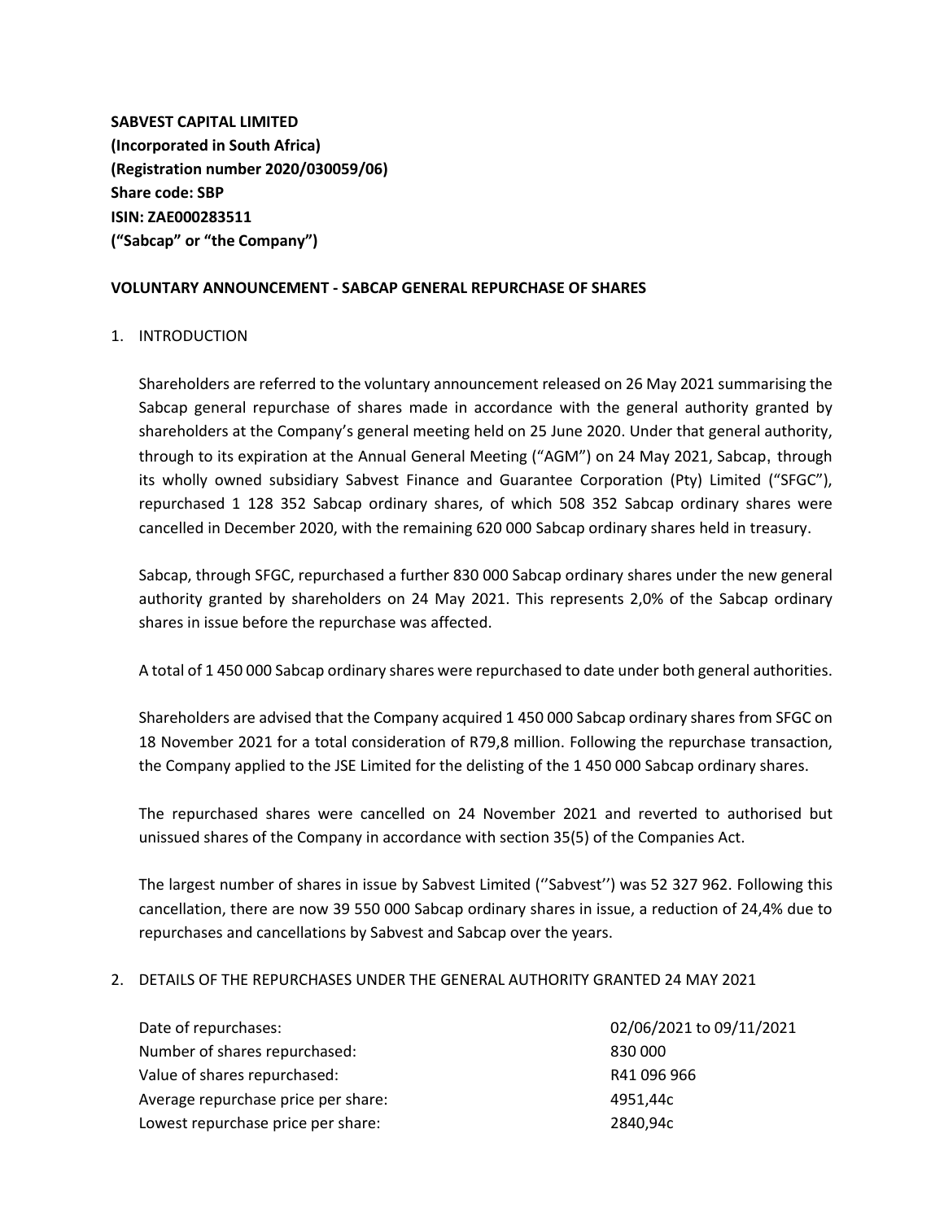**SABVEST CAPITAL LIMITED**
**(Incorporated in South Africa)**
**(Registration number 2020/030059/06)**
**Share code: SBP**
**ISIN: ZAE000283511**
**("Sabcap" or "the Company")**

**VOLUNTARY ANNOUNCEMENT - SABCAP GENERAL REPURCHASE OF SHARES**

1. INTRODUCTION

   Shareholders are referred to the voluntary announcement released on 26 May 2021 summarising the Sabcap general repurchase of shares made in accordance with the general authority granted by shareholders at the Company's general meeting held on 25 June 2020. Under that general authority, through to its expiration at the Annual General Meeting ("AGM") on 24 May 2021, Sabcap, through its wholly owned subsidiary Sabvest Finance and Guarantee Corporation (Pty) Limited ("SFGC"), repurchased 1 128 352 Sabcap ordinary shares, of which 508 352 Sabcap ordinary shares were cancelled in December 2020, with the remaining 620 000 Sabcap ordinary shares held in treasury.

   Sabcap, through SFGC, repurchased a further 830 000 Sabcap ordinary shares under the new general authority granted by shareholders on 24 May 2021. This represents 2,0% of the Sabcap ordinary shares in issue before the repurchase was affected.

   A total of 1 450 000 Sabcap ordinary shares were repurchased to date under both general authorities.

   Shareholders are advised that the Company acquired 1 450 000 Sabcap ordinary shares from SFGC on 18 November 2021 for a total consideration of R79,8 million. Following the repurchase transaction, the Company applied to the JSE Limited for the delisting of the 1 450 000 Sabcap ordinary shares.

   The repurchased shares were cancelled on 24 November 2021 and reverted to authorised but unissued shares of the Company in accordance with section 35(5) of the Companies Act.

   The largest number of shares in issue by Sabvest Limited ("Sabvest") was 52 327 962. Following this cancellation, there are now 39 550 000 Sabcap ordinary shares in issue, a reduction of 24,4% due to repurchases and cancellations by Sabvest and Sabcap over the years.

2. DETAILS OF THE REPURCHASES UNDER THE GENERAL AUTHORITY GRANTED 24 MAY 2021

| | |
|---|---|
| Date of repurchases: | 02/06/2021 to 09/11/2021 |
| Number of shares repurchased: | 830 000 |
| Value of shares repurchased: | R41 096 966 |
| Average repurchase price per share: | 4951,44c |
| Lowest repurchase price per share: | 2840,94c |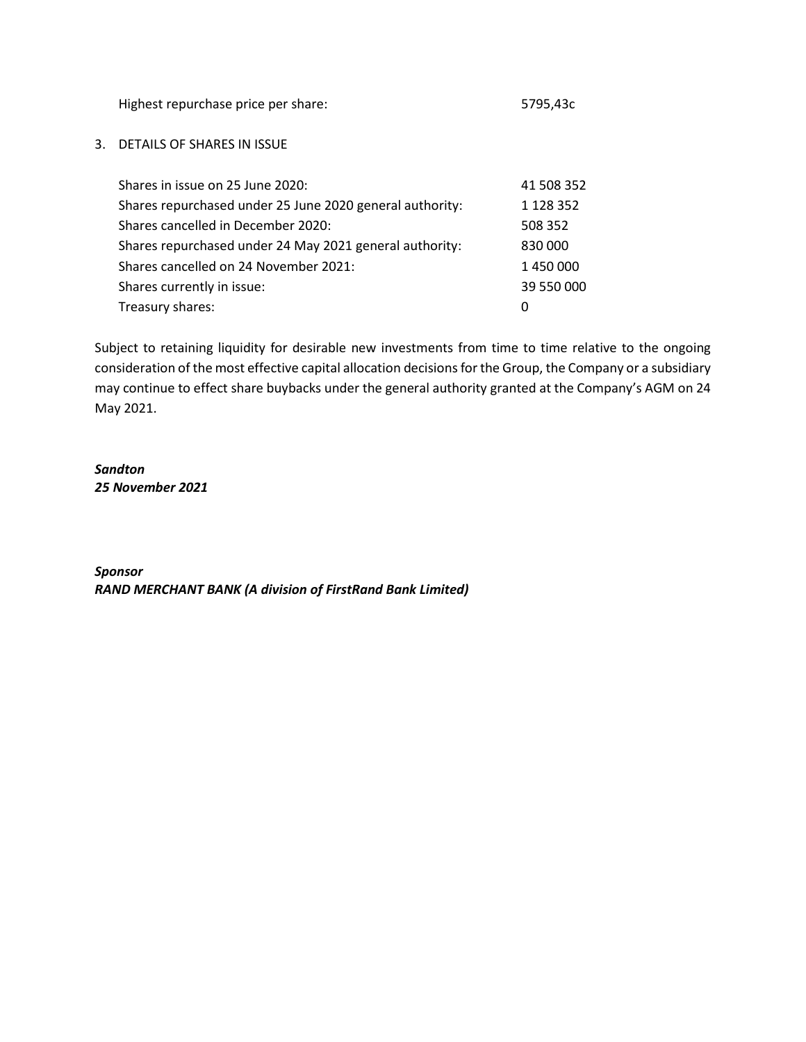| | |
|---|---|
| Highest repurchase price per share: | 5795,43c |

3. DETAILS OF SHARES IN ISSUE

| | |
|---|---|
| Shares in issue on 25 June 2020: | 41 508 352 |
| Shares repurchased under 25 June 2020 general authority: | 1 128 352 |
| Shares cancelled in December 2020: | 508 352 |
| Shares repurchased under 24 May 2021 general authority: | 830 000 |
| Shares cancelled on 24 November 2021: | 1 450 000 |
| Shares currently in issue: | 39 550 000 |
| Treasury shares: | 0 |

Subject to retaining liquidity for desirable new investments from time to time relative to the ongoing consideration of the most effective capital allocation decisions for the Group, the Company or a subsidiary may continue to effect share buybacks under the general authority granted at the Company's AGM on 24 May 2021.

***Sandton***
***25 November 2021***

***Sponsor***
***RAND MERCHANT BANK (A division of FirstRand Bank Limited)***